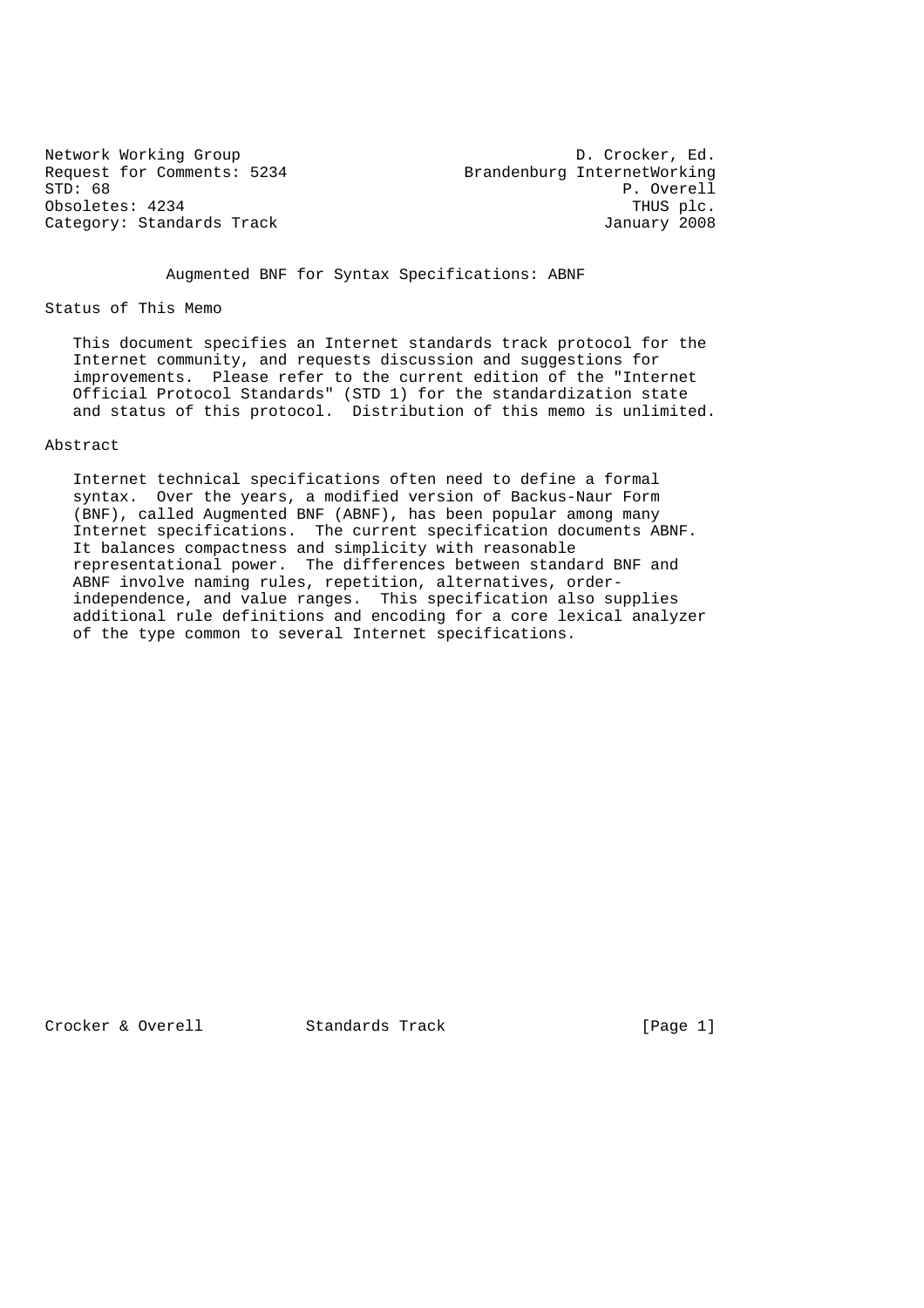Network Working Group D. Crocker, Ed.
Request for Comments: 5234 Brandenburg InternetWorking
STD: 68 P. Overell
Obsoletes: 4234 THUS plc.
Category: Standards Track January 2008

# Augmented BNF for Syntax Specifications: ABNF

## Status of This Memo

This document specifies an Internet standards track protocol for the Internet community, and requests discussion and suggestions for improvements. Please refer to the current edition of the "Internet Official Protocol Standards" (STD 1) for the standardization state and status of this protocol. Distribution of this memo is unlimited.

## Abstract

Internet technical specifications often need to define a formal syntax. Over the years, a modified version of Backus-Naur Form (BNF), called Augmented BNF (ABNF), has been popular among many Internet specifications. The current specification documents ABNF. It balances compactness and simplicity with reasonable representational power. The differences between standard BNF and ABNF involve naming rules, repetition, alternatives, order-independence, and value ranges. This specification also supplies additional rule definitions and encoding for a core lexical analyzer of the type common to several Internet specifications.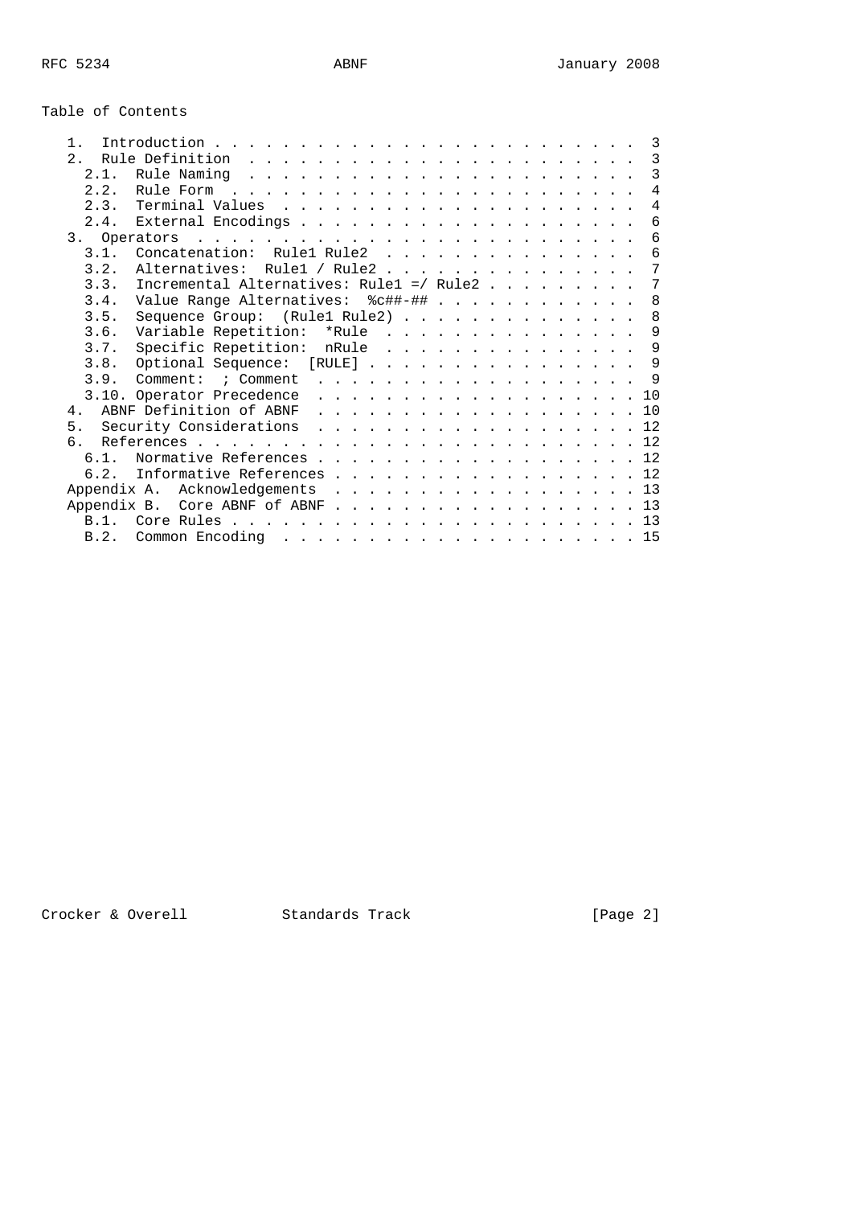Table of Contents

```
   1.  Introduction . . . . . . . . . . . . . . . . . . . . . . . . .  3
   2.  Rule Definition  . . . . . . . . . . . . . . . . . . . . . . .  3
     2.1.  Rule Naming  . . . . . . . . . . . . . . . . . . . . . . .  3
     2.2.  Rule Form  . . . . . . . . . . . . . . . . . . . . . . . .  4
     2.3.  Terminal Values  . . . . . . . . . . . . . . . . . . . . .  4
     2.4.  External Encodings . . . . . . . . . . . . . . . . . . . .  6
   3.  Operators  . . . . . . . . . . . . . . . . . . . . . . . . . .  6
     3.1.  Concatenation:  Rule1 Rule2  . . . . . . . . . . . . . . .  6
     3.2.  Alternatives:  Rule1 / Rule2 . . . . . . . . . . . . . . .  7
     3.3.  Incremental Alternatives: Rule1 =/ Rule2 . . . . . . . . .  7
     3.4.  Value Range Alternatives:  %c##-## . . . . . . . . . . . .  8
     3.5.  Sequence Group:  (Rule1 Rule2) . . . . . . . . . . . . . .  8
     3.6.  Variable Repetition:  *Rule  . . . . . . . . . . . . . . .  9
     3.7.  Specific Repetition:  nRule  . . . . . . . . . . . . . . .  9
     3.8.  Optional Sequence:  [RULE] . . . . . . . . . . . . . . . .  9
     3.9.  Comment:  ; Comment  . . . . . . . . . . . . . . . . . . .  9
     3.10. Operator Precedence  . . . . . . . . . . . . . . . . . . . 10
   4.  ABNF Definition of ABNF  . . . . . . . . . . . . . . . . . . . 10
   5.  Security Considerations  . . . . . . . . . . . . . . . . . . . 12
   6.  References . . . . . . . . . . . . . . . . . . . . . . . . . . 12
     6.1.  Normative References . . . . . . . . . . . . . . . . . . . 12
     6.2.  Informative References . . . . . . . . . . . . . . . . . . 12
   Appendix A.  Acknowledgements  . . . . . . . . . . . . . . . . . . 13
   Appendix B.  Core ABNF of ABNF . . . . . . . . . . . . . . . . . . 13
     B.1.  Core Rules . . . . . . . . . . . . . . . . . . . . . . . . 13
     B.2.  Common Encoding  . . . . . . . . . . . . . . . . . . . . . 15
```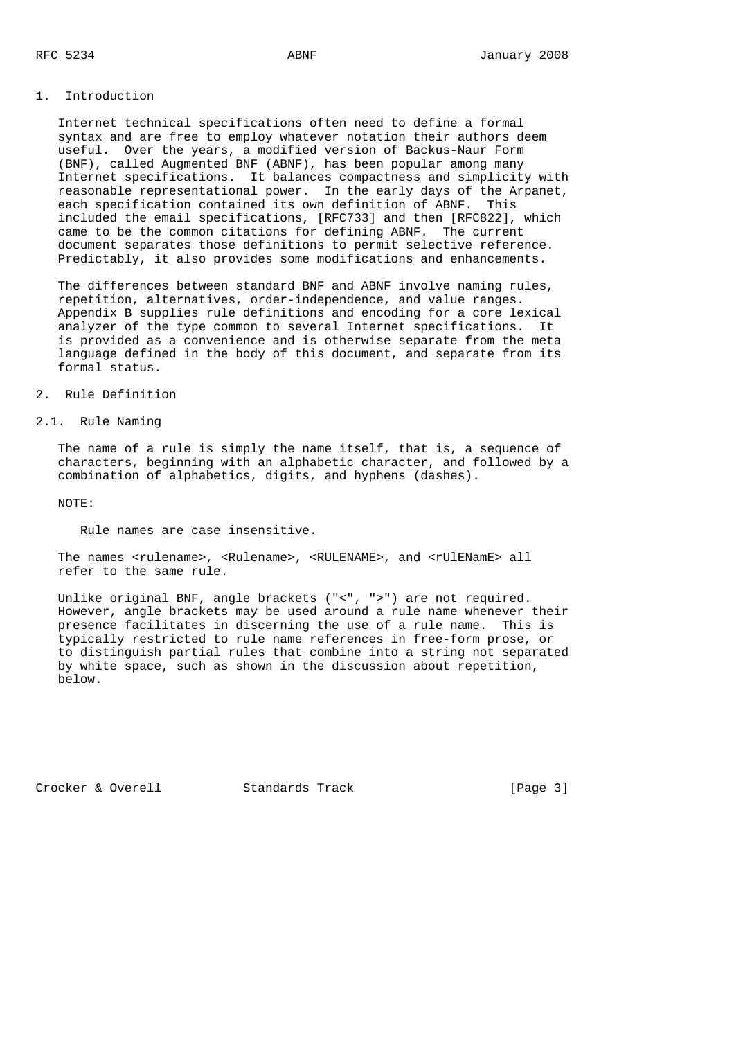# 1. Introduction

Internet technical specifications often need to define a formal syntax and are free to employ whatever notation their authors deem useful. Over the years, a modified version of Backus-Naur Form (BNF), called Augmented BNF (ABNF), has been popular among many Internet specifications. It balances compactness and simplicity with reasonable representational power. In the early days of the Arpanet, each specification contained its own definition of ABNF. This included the email specifications, [RFC733] and then [RFC822], which came to be the common citations for defining ABNF. The current document separates those definitions to permit selective reference. Predictably, it also provides some modifications and enhancements.

The differences between standard BNF and ABNF involve naming rules, repetition, alternatives, order-independence, and value ranges. Appendix B supplies rule definitions and encoding for a core lexical analyzer of the type common to several Internet specifications. It is provided as a convenience and is otherwise separate from the meta language defined in the body of this document, and separate from its formal status.

# 2. Rule Definition

## 2.1. Rule Naming

The name of a rule is simply the name itself, that is, a sequence of characters, beginning with an alphabetic character, and followed by a combination of alphabetics, digits, and hyphens (dashes).

NOTE:

Rule names are case insensitive.

The names <rulename>, <Rulename>, <RULENAME>, and <rUlENamE> all refer to the same rule.

Unlike original BNF, angle brackets ("<", ">") are not required. However, angle brackets may be used around a rule name whenever their presence facilitates in discerning the use of a rule name. This is typically restricted to rule name references in free-form prose, or to distinguish partial rules that combine into a string not separated by white space, such as shown in the discussion about repetition, below.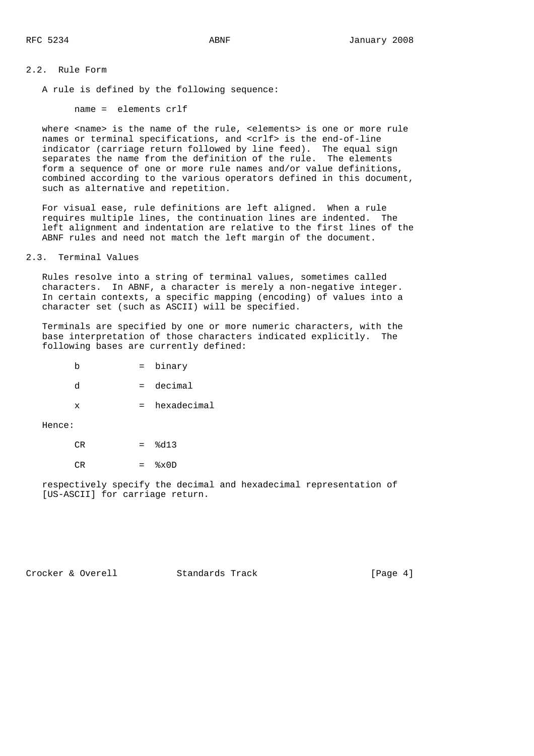## 2.2. Rule Form

A rule is defined by the following sequence:

```
name =  elements crlf
```

where <name> is the name of the rule, <elements> is one or more rule names or terminal specifications, and <crlf> is the end-of-line indicator (carriage return followed by line feed). The equal sign separates the name from the definition of the rule. The elements form a sequence of one or more rule names and/or value definitions, combined according to the various operators defined in this document, such as alternative and repetition.

For visual ease, rule definitions are left aligned. When a rule requires multiple lines, the continuation lines are indented. The left alignment and indentation are relative to the first lines of the ABNF rules and need not match the left margin of the document.

## 2.3. Terminal Values

Rules resolve into a string of terminal values, sometimes called characters. In ABNF, a character is merely a non-negative integer. In certain contexts, a specific mapping (encoding) of values into a character set (such as ASCII) will be specified.

Terminals are specified by one or more numeric characters, with the base interpretation of those characters indicated explicitly. The following bases are currently defined:

```
b           =  binary

d           =  decimal

x           =  hexadecimal
```

Hence:

```
CR          =  %d13

CR          =  %x0D
```

respectively specify the decimal and hexadecimal representation of [US-ASCII] for carriage return.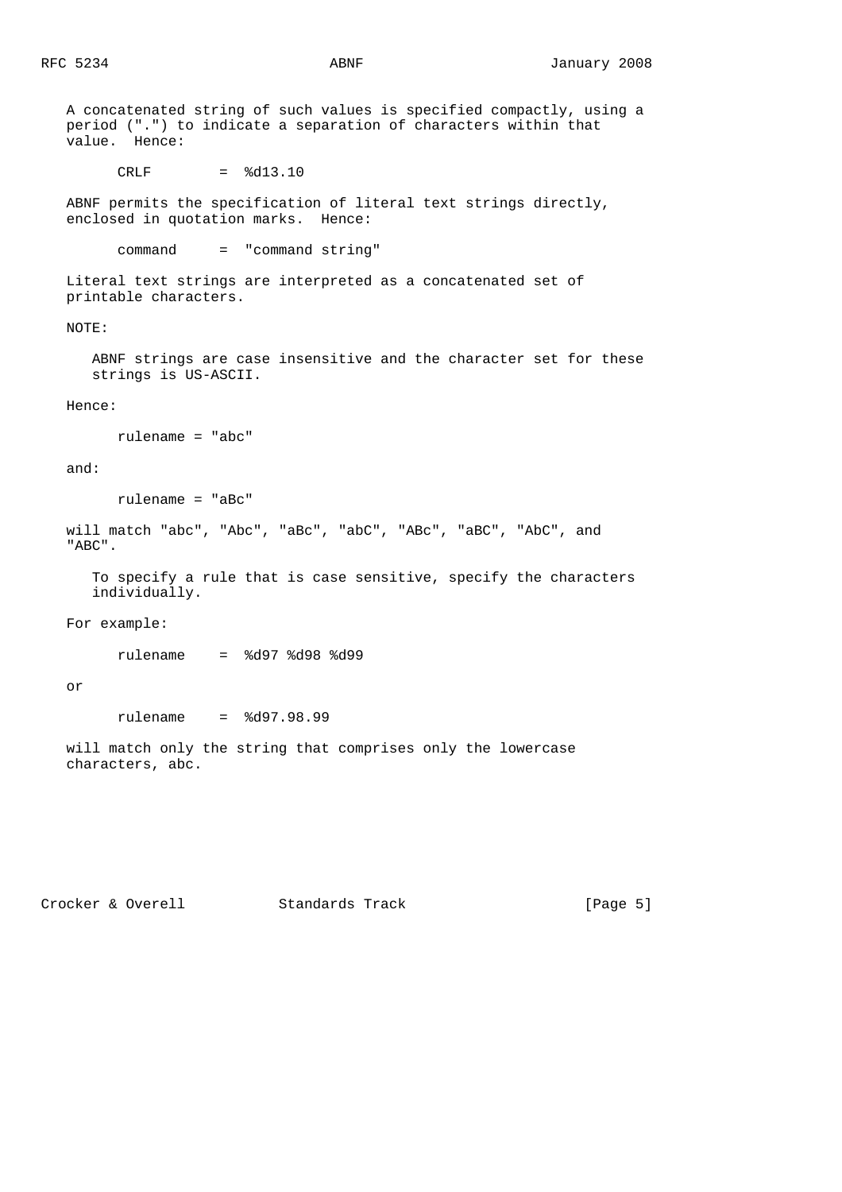A concatenated string of such values is specified compactly, using a period (".") to indicate a separation of characters within that value. Hence:

```
CRLF        =  %d13.10
```

ABNF permits the specification of literal text strings directly, enclosed in quotation marks. Hence:

```
command     =  "command string"
```

Literal text strings are interpreted as a concatenated set of printable characters.

NOTE:

> ABNF strings are case insensitive and the character set for these strings is US-ASCII.

Hence:

```
rulename = "abc"
```

and:

```
rulename = "aBc"
```

will match "abc", "Abc", "aBc", "abC", "ABc", "aBC", "AbC", and "ABC".

> To specify a rule that is case sensitive, specify the characters individually.

For example:

```
rulename    =  %d97 %d98 %d99
```

or

```
rulename    =  %d97.98.99
```

will match only the string that comprises only the lowercase characters, abc.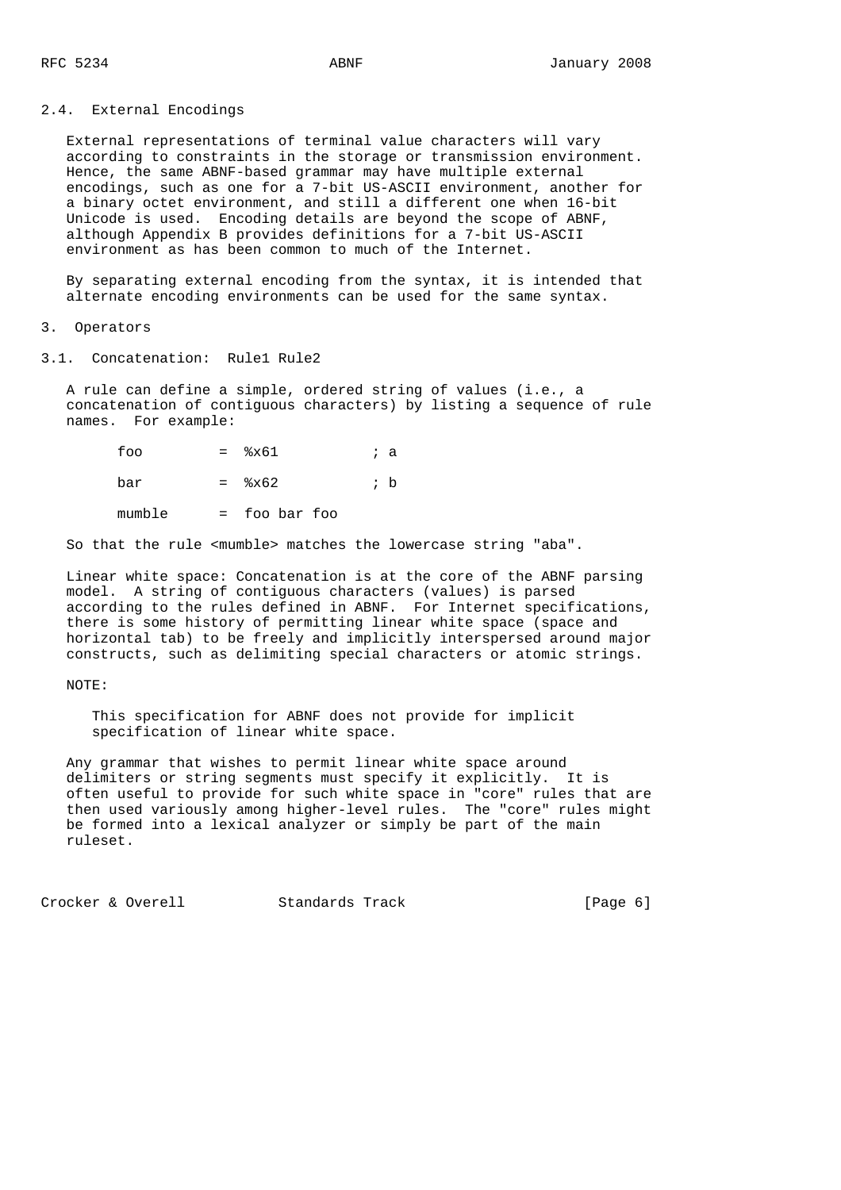### 2.4. External Encodings

External representations of terminal value characters will vary according to constraints in the storage or transmission environment. Hence, the same ABNF-based grammar may have multiple external encodings, such as one for a 7-bit US-ASCII environment, another for a binary octet environment, and still a different one when 16-bit Unicode is used. Encoding details are beyond the scope of ABNF, although Appendix B provides definitions for a 7-bit US-ASCII environment as has been common to much of the Internet.

By separating external encoding from the syntax, it is intended that alternate encoding environments can be used for the same syntax.

## 3. Operators

### 3.1. Concatenation: Rule1 Rule2

A rule can define a simple, ordered string of values (i.e., a concatenation of contiguous characters) by listing a sequence of rule names. For example:

```
foo         =  %x61           ; a

bar         =  %x62           ; b

mumble      =  foo bar foo
```

So that the rule <mumble> matches the lowercase string "aba".

Linear white space: Concatenation is at the core of the ABNF parsing model. A string of contiguous characters (values) is parsed according to the rules defined in ABNF. For Internet specifications, there is some history of permitting linear white space (space and horizontal tab) to be freely and implicitly interspersed around major constructs, such as delimiting special characters or atomic strings.

NOTE:

> This specification for ABNF does not provide for implicit specification of linear white space.

Any grammar that wishes to permit linear white space around delimiters or string segments must specify it explicitly. It is often useful to provide for such white space in "core" rules that are then used variously among higher-level rules. The "core" rules might be formed into a lexical analyzer or simply be part of the main ruleset.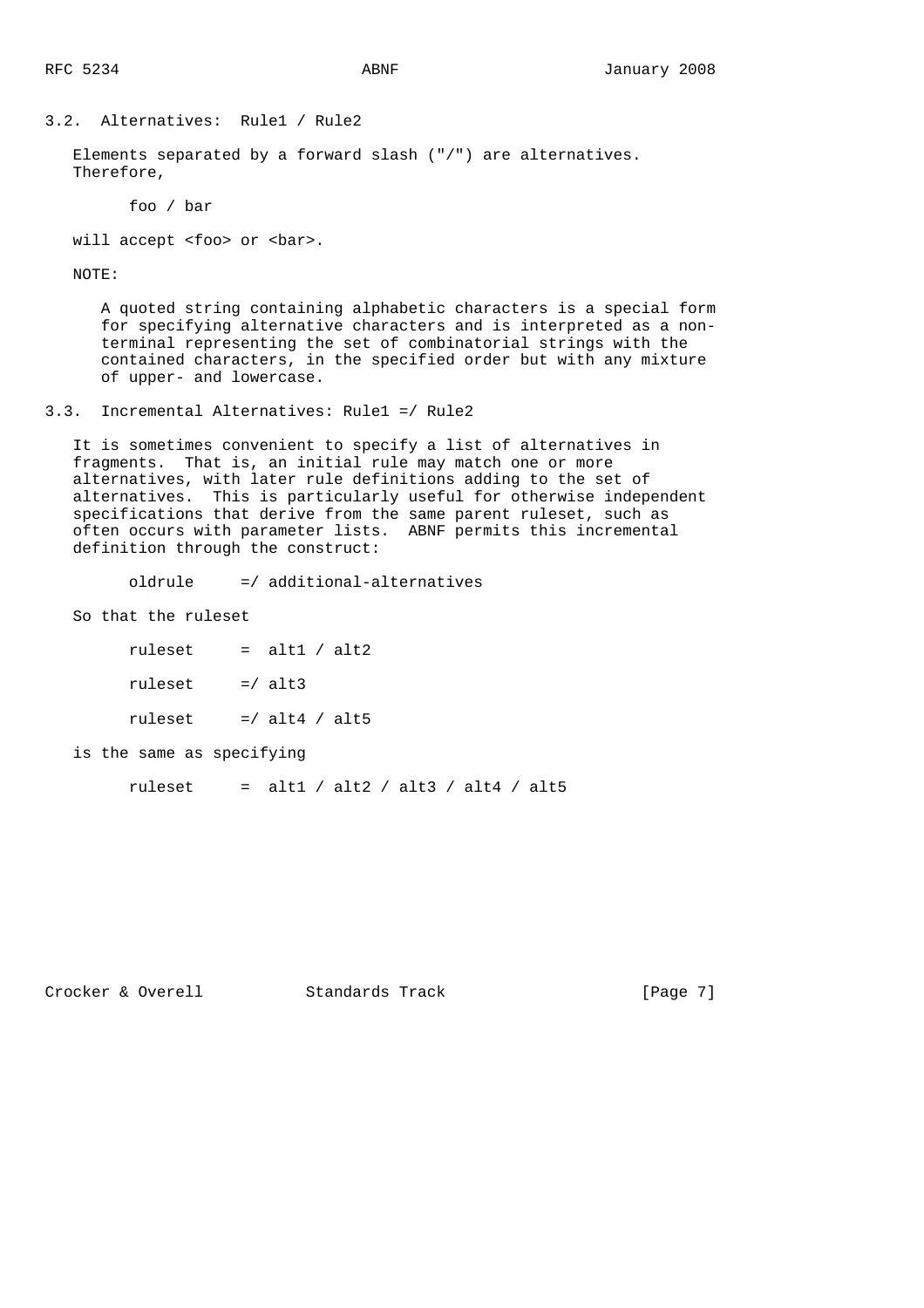### 3.2. Alternatives: Rule1 / Rule2

Elements separated by a forward slash ("/") are alternatives. Therefore,

```
foo / bar
```

will accept <foo> or <bar>.

NOTE:

A quoted string containing alphabetic characters is a special form for specifying alternative characters and is interpreted as a non-terminal representing the set of combinatorial strings with the contained characters, in the specified order but with any mixture of upper- and lowercase.

### 3.3. Incremental Alternatives: Rule1 =/ Rule2

It is sometimes convenient to specify a list of alternatives in fragments. That is, an initial rule may match one or more alternatives, with later rule definitions adding to the set of alternatives. This is particularly useful for otherwise independent specifications that derive from the same parent ruleset, such as often occurs with parameter lists. ABNF permits this incremental definition through the construct:

```
oldrule     =/ additional-alternatives
```

So that the ruleset

```
ruleset     =  alt1 / alt2

ruleset     =/ alt3

ruleset     =/ alt4 / alt5
```

is the same as specifying

```
ruleset     =  alt1 / alt2 / alt3 / alt4 / alt5
```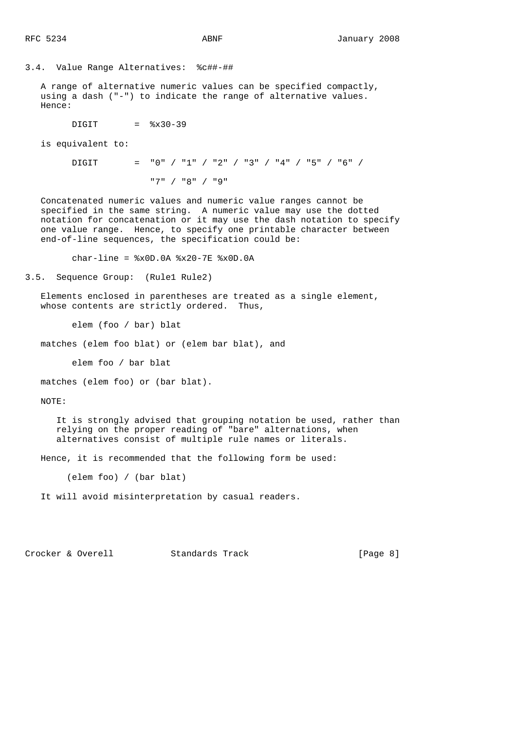### 3.4. Value Range Alternatives: %c##-##

A range of alternative numeric values can be specified compactly, using a dash ("-") to indicate the range of alternative values. Hence:

```
DIGIT       =  %x30-39
```

is equivalent to:

```
DIGIT       =  "0" / "1" / "2" / "3" / "4" / "5" / "6" /

                "7" / "8" / "9"
```

Concatenated numeric values and numeric value ranges cannot be specified in the same string. A numeric value may use the dotted notation for concatenation or it may use the dash notation to specify one value range. Hence, to specify one printable character between end-of-line sequences, the specification could be:

```
char-line = %x0D.0A %x20-7E %x0D.0A
```

### 3.5. Sequence Group: (Rule1 Rule2)

Elements enclosed in parentheses are treated as a single element, whose contents are strictly ordered. Thus,

```
elem (foo / bar) blat
```

matches (elem foo blat) or (elem bar blat), and

```
elem foo / bar blat
```

matches (elem foo) or (bar blat).

NOTE:

> It is strongly advised that grouping notation be used, rather than relying on the proper reading of "bare" alternations, when alternatives consist of multiple rule names or literals.

Hence, it is recommended that the following form be used:

```
(elem foo) / (bar blat)
```

It will avoid misinterpretation by casual readers.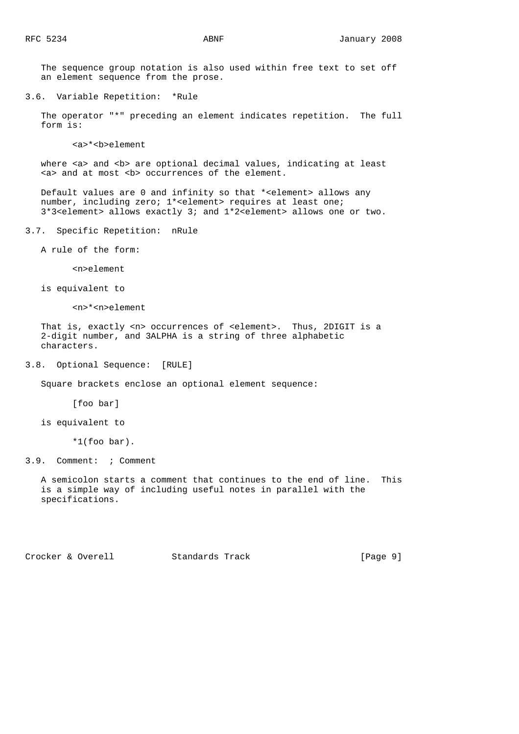The sequence group notation is also used within free text to set off an element sequence from the prose.

### 3.6. Variable Repetition: *Rule

The operator "*" preceding an element indicates repetition. The full form is:

```
<a>*<b>element
```

where <a> and <b> are optional decimal values, indicating at least <a> and at most <b> occurrences of the element.

Default values are 0 and infinity so that *<element> allows any number, including zero; 1*<element> requires at least one; 3*3<element> allows exactly 3; and 1*2<element> allows one or two.

### 3.7. Specific Repetition: nRule

A rule of the form:

```
<n>element
```

is equivalent to

```
<n>*<n>element
```

That is, exactly <n> occurrences of <element>. Thus, 2DIGIT is a 2-digit number, and 3ALPHA is a string of three alphabetic characters.

### 3.8. Optional Sequence: [RULE]

Square brackets enclose an optional element sequence:

```
[foo bar]
```

is equivalent to

```
*1(foo bar).
```

### 3.9. Comment: ; Comment

A semicolon starts a comment that continues to the end of line. This is a simple way of including useful notes in parallel with the specifications.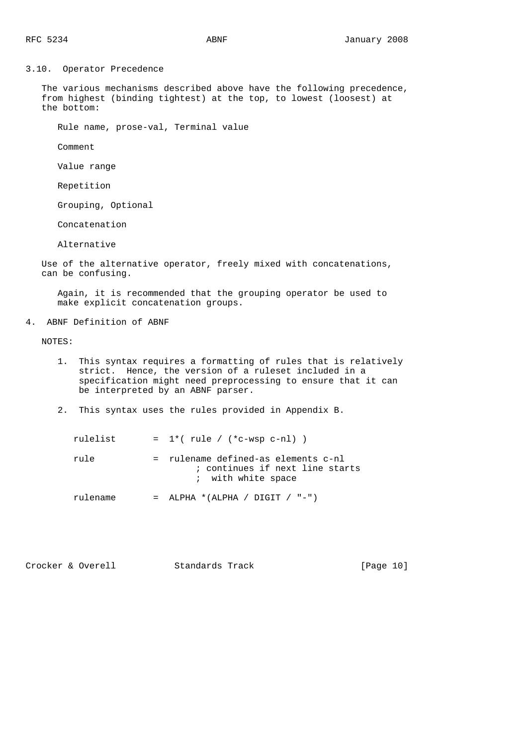### 3.10. Operator Precedence

The various mechanisms described above have the following precedence, from highest (binding tightest) at the top, to lowest (loosest) at the bottom:

Rule name, prose-val, Terminal value

Comment

Value range

Repetition

Grouping, Optional

Concatenation

Alternative

Use of the alternative operator, freely mixed with concatenations, can be confusing.

Again, it is recommended that the grouping operator be used to make explicit concatenation groups.

## 4. ABNF Definition of ABNF

NOTES:

1. This syntax requires a formatting of rules that is relatively strict. Hence, the version of a ruleset included in a specification might need preprocessing to ensure that it can be interpreted by an ABNF parser.

2. This syntax uses the rules provided in Appendix B.

```
rulelist       =  1*( rule / (*c-wsp c-nl) )

rule           =  rulename defined-as elements c-nl
                       ; continues if next line starts
                       ;  with white space

rulename       =  ALPHA *(ALPHA / DIGIT / "-")
```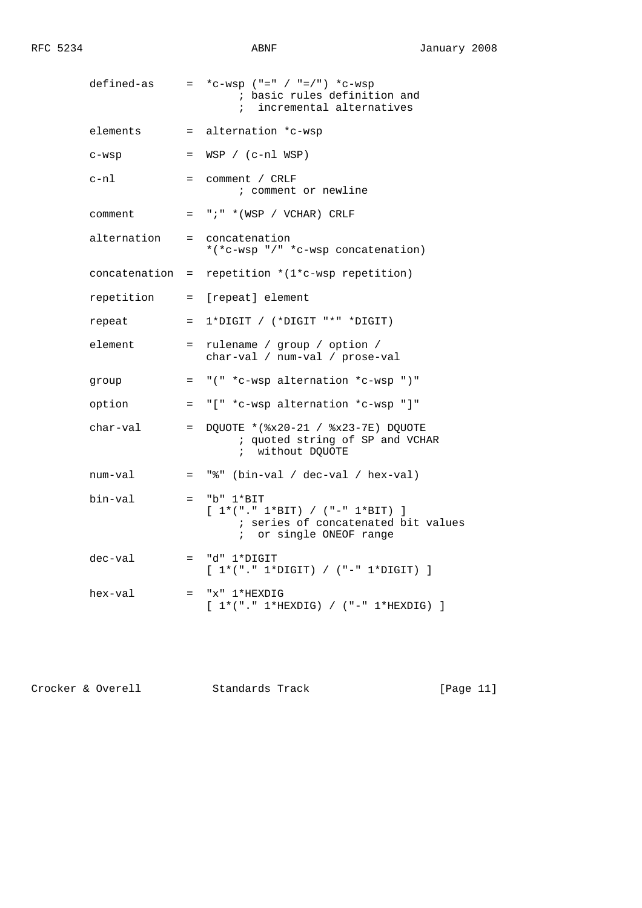```
         defined-as     =  *c-wsp ("=" / "=/") *c-wsp
                                ; basic rules definition and
                                ;  incremental alternatives

         elements       =  alternation *c-wsp

         c-wsp          =  WSP / (c-nl WSP)

         c-nl           =  comment / CRLF
                                ; comment or newline

         comment        =  ";" *(WSP / VCHAR) CRLF

         alternation    =  concatenation
                           *(*c-wsp "/" *c-wsp concatenation)

         concatenation  =  repetition *(1*c-wsp repetition)

         repetition     =  [repeat] element

         repeat         =  1*DIGIT / (*DIGIT "*" *DIGIT)

         element        =  rulename / group / option /
                           char-val / num-val / prose-val

         group          =  "(" *c-wsp alternation *c-wsp ")"

         option         =  "[" *c-wsp alternation *c-wsp "]"

         char-val       =  DQUOTE *(%x20-21 / %x23-7E) DQUOTE
                                ; quoted string of SP and VCHAR
                                ;  without DQUOTE

         num-val        =  "%" (bin-val / dec-val / hex-val)

         bin-val        =  "b" 1*BIT
                           [ 1*("." 1*BIT) / ("-" 1*BIT) ]
                                ; series of concatenated bit values
                                ;  or single ONEOF range

         dec-val        =  "d" 1*DIGIT
                           [ 1*("." 1*DIGIT) / ("-" 1*DIGIT) ]

         hex-val        =  "x" 1*HEXDIG
                           [ 1*("." 1*HEXDIG) / ("-" 1*HEXDIG) ]
```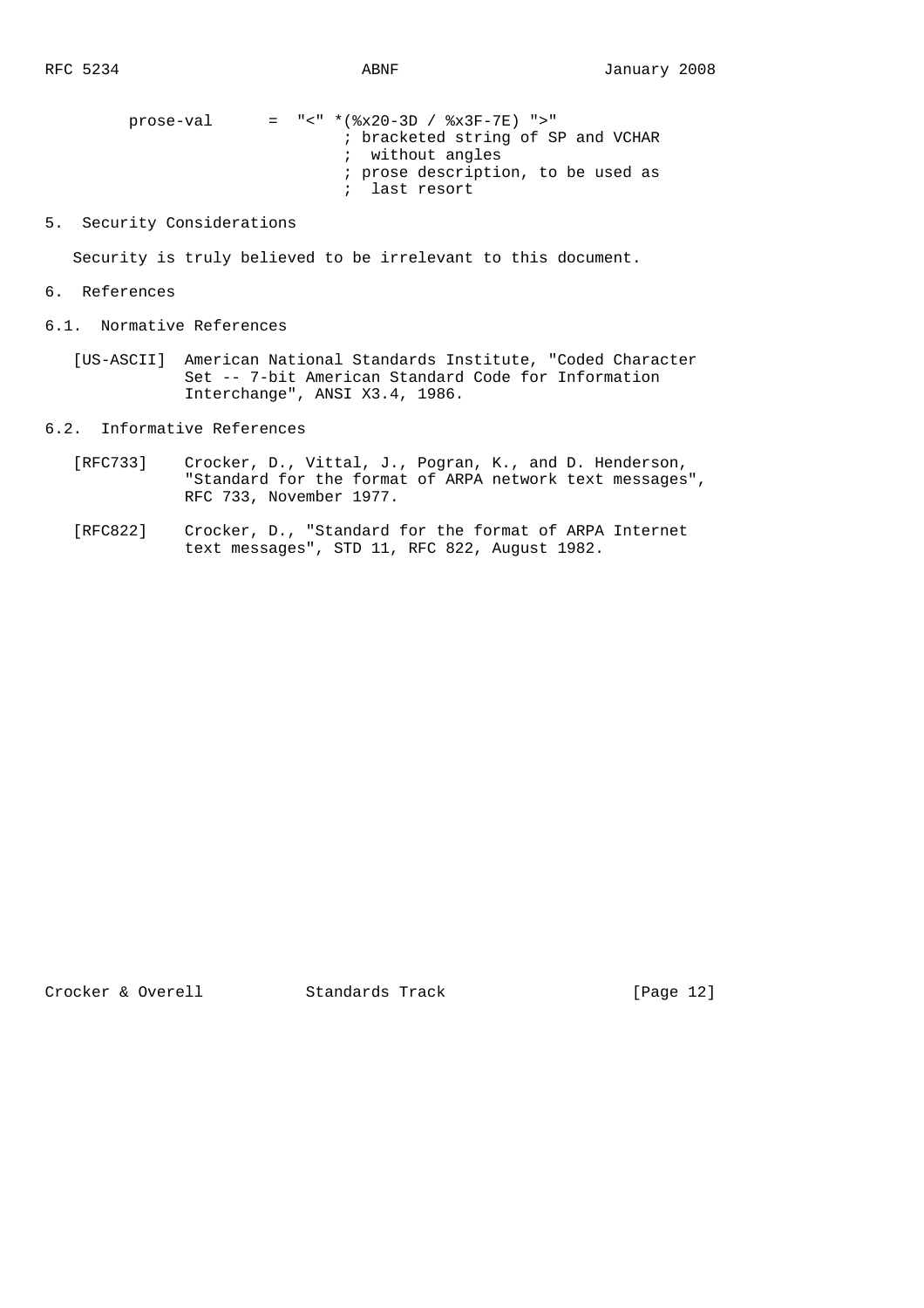```
        prose-val      =  "<" *(%x20-3D / %x3F-7E) ">"
                               ; bracketed string of SP and VCHAR
                               ;  without angles
                               ; prose description, to be used as
                               ;  last resort
```

## 5. Security Considerations

Security is truly believed to be irrelevant to this document.

## 6. References

### 6.1. Normative References

[US-ASCII] American National Standards Institute, "Coded Character Set -- 7-bit American Standard Code for Information Interchange", ANSI X3.4, 1986.

### 6.2. Informative References

[RFC733] Crocker, D., Vittal, J., Pogran, K., and D. Henderson, "Standard for the format of ARPA network text messages", RFC 733, November 1977.

[RFC822] Crocker, D., "Standard for the format of ARPA Internet text messages", STD 11, RFC 822, August 1982.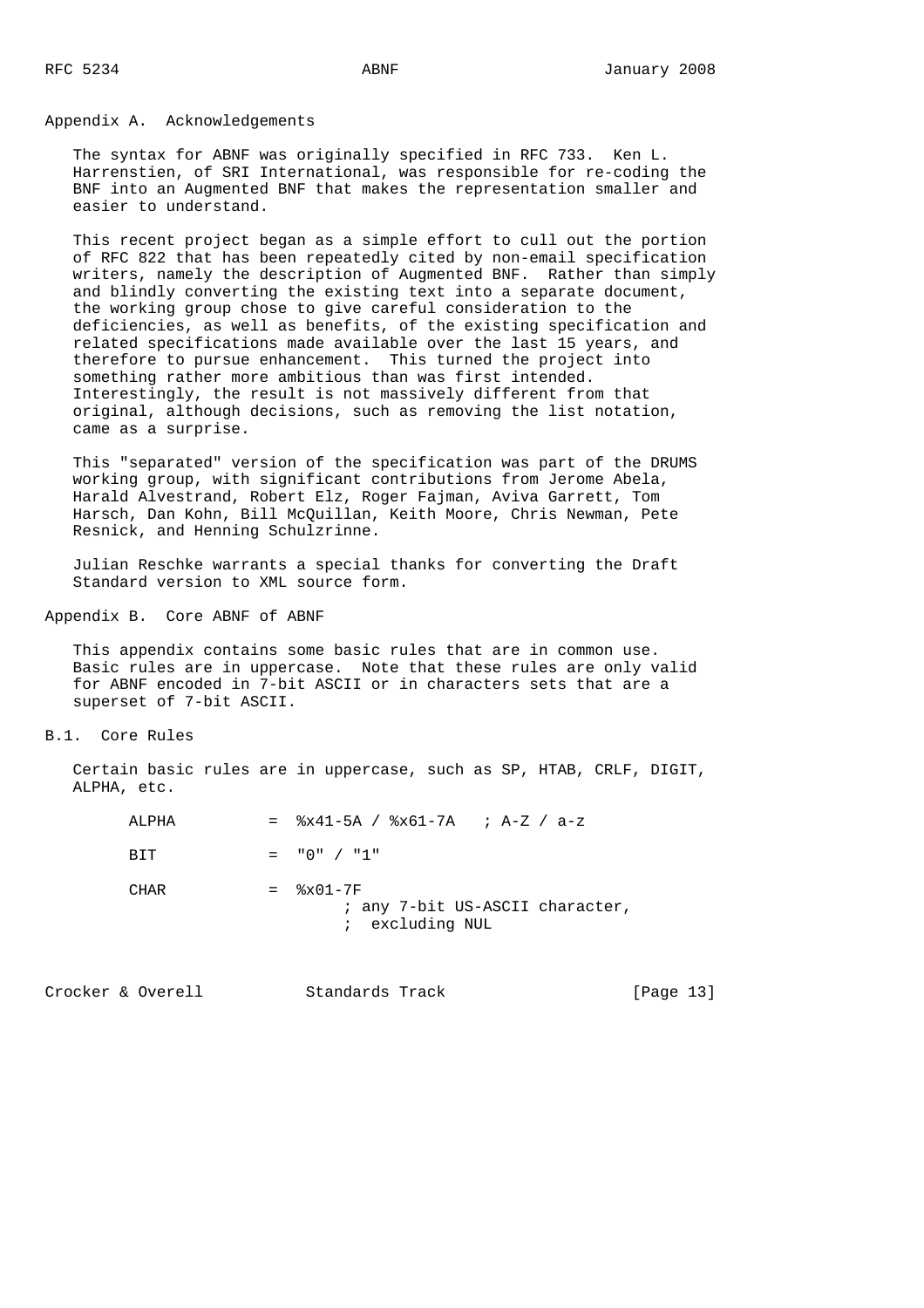## Appendix A. Acknowledgements

The syntax for ABNF was originally specified in RFC 733. Ken L. Harrenstien, of SRI International, was responsible for re-coding the BNF into an Augmented BNF that makes the representation smaller and easier to understand.

This recent project began as a simple effort to cull out the portion of RFC 822 that has been repeatedly cited by non-email specification writers, namely the description of Augmented BNF. Rather than simply and blindly converting the existing text into a separate document, the working group chose to give careful consideration to the deficiencies, as well as benefits, of the existing specification and related specifications made available over the last 15 years, and therefore to pursue enhancement. This turned the project into something rather more ambitious than was first intended. Interestingly, the result is not massively different from that original, although decisions, such as removing the list notation, came as a surprise.

This "separated" version of the specification was part of the DRUMS working group, with significant contributions from Jerome Abela, Harald Alvestrand, Robert Elz, Roger Fajman, Aviva Garrett, Tom Harsch, Dan Kohn, Bill McQuillan, Keith Moore, Chris Newman, Pete Resnick, and Henning Schulzrinne.

Julian Reschke warrants a special thanks for converting the Draft Standard version to XML source form.

## Appendix B. Core ABNF of ABNF

This appendix contains some basic rules that are in common use. Basic rules are in uppercase. Note that these rules are only valid for ABNF encoded in 7-bit ASCII or in characters sets that are a superset of 7-bit ASCII.

### B.1. Core Rules

Certain basic rules are in uppercase, such as SP, HTAB, CRLF, DIGIT, ALPHA, etc.

```
ALPHA          =  %x41-5A / %x61-7A   ; A-Z / a-z

BIT            =  "0" / "1"

CHAR           =  %x01-7F
                       ; any 7-bit US-ASCII character,
                       ;  excluding NUL
```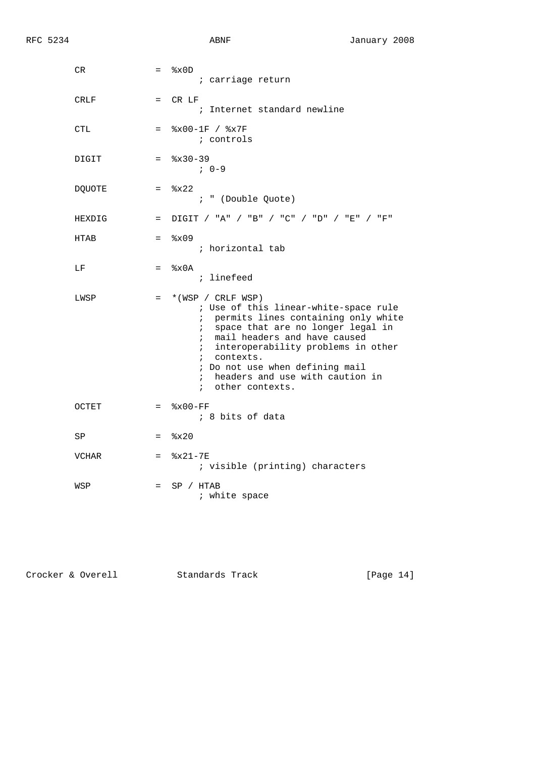```
         CR             =  %x0D
                                ; carriage return

         CRLF           =  CR LF
                                ; Internet standard newline

         CTL            =  %x00-1F / %x7F
                                ; controls

         DIGIT          =  %x30-39
                                ; 0-9

         DQUOTE         =  %x22
                                ; " (Double Quote)

         HEXDIG         =  DIGIT / "A" / "B" / "C" / "D" / "E" / "F"

         HTAB           =  %x09
                                ; horizontal tab

         LF             =  %x0A
                                ; linefeed

         LWSP           =  *(WSP / CRLF WSP)
                                ; Use of this linear-white-space rule
                                ;  permits lines containing only white
                                ;  space that are no longer legal in
                                ;  mail headers and have caused
                                ;  interoperability problems in other
                                ;  contexts.
                                ; Do not use when defining mail
                                ;  headers and use with caution in
                                ;  other contexts.

         OCTET          =  %x00-FF
                                ; 8 bits of data

         SP             =  %x20

         VCHAR          =  %x21-7E
                                ; visible (printing) characters

         WSP            =  SP / HTAB
                                ; white space
```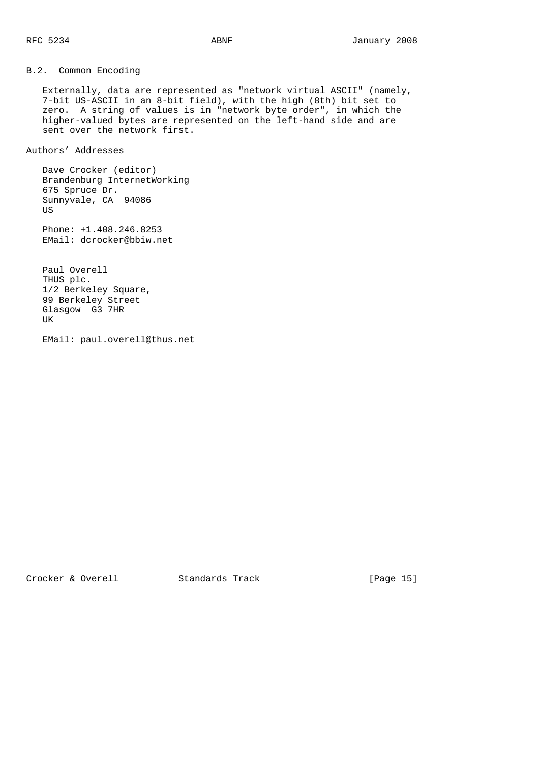## B.2. Common Encoding

Externally, data are represented as "network virtual ASCII" (namely, 7-bit US-ASCII in an 8-bit field), with the high (8th) bit set to zero. A string of values is in "network byte order", in which the higher-valued bytes are represented on the left-hand side and are sent over the network first.

# Authors' Addresses

Dave Crocker (editor)
Brandenburg InternetWorking
675 Spruce Dr.
Sunnyvale, CA 94086
US

Phone: +1.408.246.8253
EMail: dcrocker@bbiw.net

Paul Overell
THUS plc.
1/2 Berkeley Square,
99 Berkeley Street
Glasgow G3 7HR
UK

EMail: paul.overell@thus.net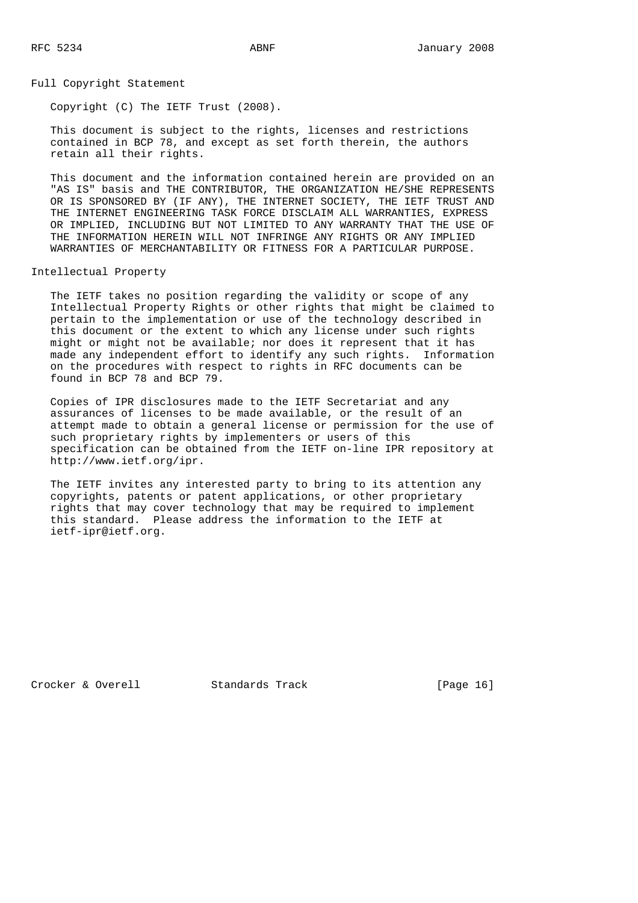## Full Copyright Statement

Copyright (C) The IETF Trust (2008).

This document is subject to the rights, licenses and restrictions contained in BCP 78, and except as set forth therein, the authors retain all their rights.

This document and the information contained herein are provided on an "AS IS" basis and THE CONTRIBUTOR, THE ORGANIZATION HE/SHE REPRESENTS OR IS SPONSORED BY (IF ANY), THE INTERNET SOCIETY, THE IETF TRUST AND THE INTERNET ENGINEERING TASK FORCE DISCLAIM ALL WARRANTIES, EXPRESS OR IMPLIED, INCLUDING BUT NOT LIMITED TO ANY WARRANTY THAT THE USE OF THE INFORMATION HEREIN WILL NOT INFRINGE ANY RIGHTS OR ANY IMPLIED WARRANTIES OF MERCHANTABILITY OR FITNESS FOR A PARTICULAR PURPOSE.

## Intellectual Property

The IETF takes no position regarding the validity or scope of any Intellectual Property Rights or other rights that might be claimed to pertain to the implementation or use of the technology described in this document or the extent to which any license under such rights might or might not be available; nor does it represent that it has made any independent effort to identify any such rights. Information on the procedures with respect to rights in RFC documents can be found in BCP 78 and BCP 79.

Copies of IPR disclosures made to the IETF Secretariat and any assurances of licenses to be made available, or the result of an attempt made to obtain a general license or permission for the use of such proprietary rights by implementers or users of this specification can be obtained from the IETF on-line IPR repository at http://www.ietf.org/ipr.

The IETF invites any interested party to bring to its attention any copyrights, patents or patent applications, or other proprietary rights that may cover technology that may be required to implement this standard. Please address the information to the IETF at ietf-ipr@ietf.org.